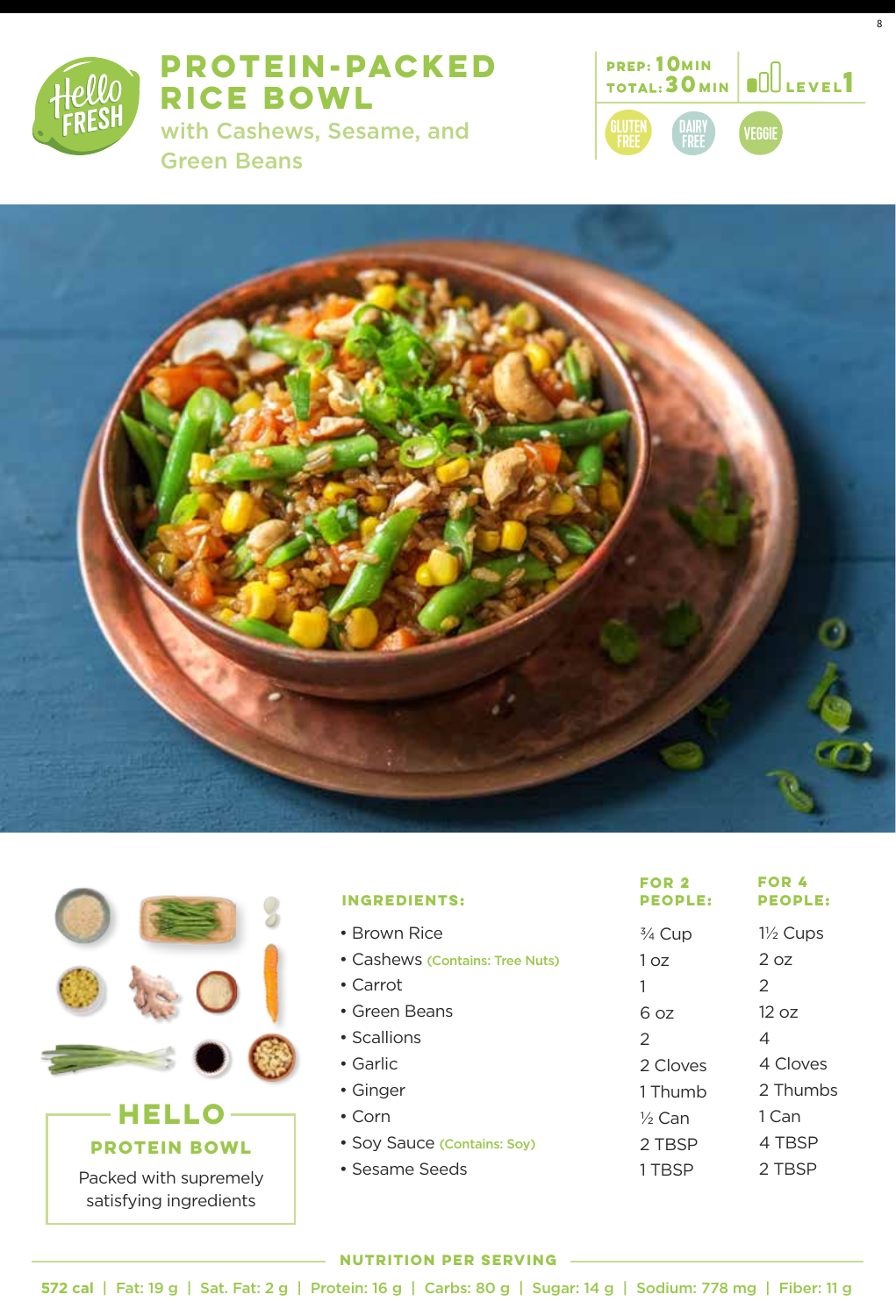# PROTEIN-PACKED RICE BOWL

## with Cashews, Sesame, and Green Beans

PREP: 10MIN
TOTAL: 30MIN
LEVEL 1

GLUTEN FREE | DAIRY FREE | VEGGIE

## HELLO

### PROTEIN BOWL

Packed with supremely satisfying ingredients

| INGREDIENTS: | FOR 2 PEOPLE: | FOR 4 PEOPLE: |
|---|---|---|
| • Brown Rice | ¾ Cup | 1½ Cups |
| • Cashews (Contains: Tree Nuts) | 1 oz | 2 oz |
| • Carrot | 1 | 2 |
| • Green Beans | 6 oz | 12 oz |
| • Scallions | 2 | 4 |
| • Garlic | 2 Cloves | 4 Cloves |
| • Ginger | 1 Thumb | 2 Thumbs |
| • Corn | ½ Can | 1 Can |
| • Soy Sauce (Contains: Soy) | 2 TBSP | 4 TBSP |
| • Sesame Seeds | 1 TBSP | 2 TBSP |

**NUTRITION PER SERVING**

572 cal | Fat: 19 g | Sat. Fat: 2 g | Protein: 16 g | Carbs: 80 g | Sugar: 14 g | Sodium: 778 mg | Fiber: 11 g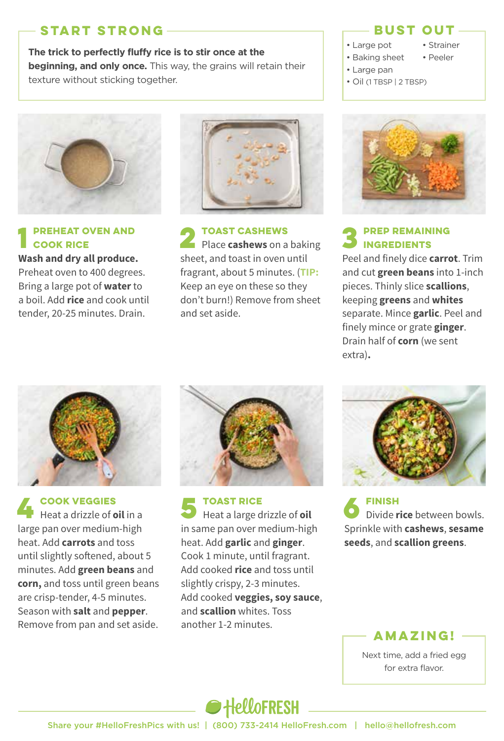## START STRONG

**The trick to perfectly fluffy rice is to stir once at the beginning, and only once.** This way, the grains will retain their texture without sticking together.

## BUST OUT

- Large pot
- Baking sheet
- Large pan
- Oil (1 TBSP | 2 TBSP)
- Strainer
- Peeler

### 1 PREHEAT OVEN AND COOK RICE

**Wash and dry all produce.** Preheat oven to 400 degrees. Bring a large pot of **water** to a boil. Add **rice** and cook until tender, 20-25 minutes. Drain.

### 2 TOAST CASHEWS

Place **cashews** on a baking sheet, and toast in oven until fragrant, about 5 minutes. (**TIP:** Keep an eye on these so they don't burn!) Remove from sheet and set aside.

### 3 PREP REMAINING INGREDIENTS

Peel and finely dice **carrot**. Trim and cut **green beans** into 1-inch pieces. Thinly slice **scallions**, keeping **greens** and **whites** separate. Mince **garlic**. Peel and finely mince or grate **ginger**. Drain half of **corn** (we sent extra).

### 4 COOK VEGGIES

Heat a drizzle of **oil** in a large pan over medium-high heat. Add **carrots** and toss until slightly softened, about 5 minutes. Add **green beans** and **corn,** and toss until green beans are crisp-tender, 4-5 minutes. Season with **salt** and **pepper**. Remove from pan and set aside.

### 5 TOAST RICE

Heat a large drizzle of **oil** in same pan over medium-high heat. Add **garlic** and **ginger**. Cook 1 minute, until fragrant. Add cooked **rice** and toss until slightly crispy, 2-3 minutes. Add cooked **veggies, soy sauce**, and **scallion** whites. Toss another 1-2 minutes.

### 6 FINISH

Divide **rice** between bowls. Sprinkle with **cashews**, **sesame seeds**, and **scallion greens**.

## AMAZING!

Next time, add a fried egg for extra flavor.

HelloFRESH

Share your #HelloFreshPics with us! | (800) 733-2414 HelloFresh.com | hello@hellofresh.com